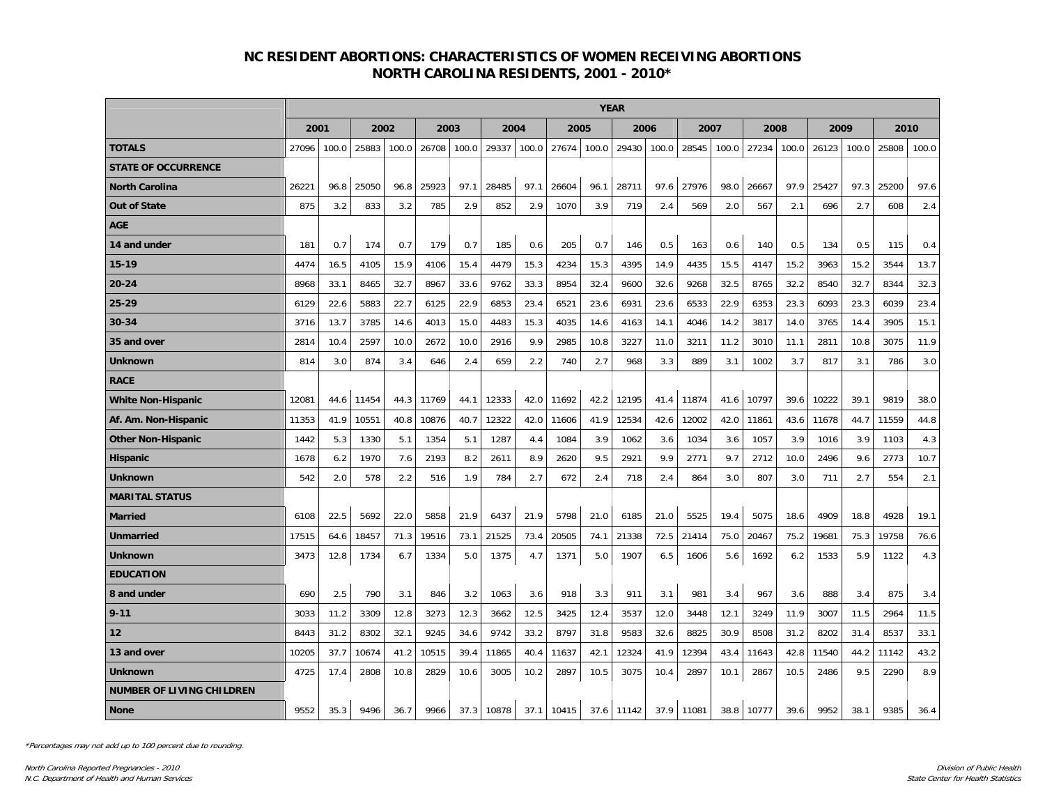# NC RESIDENT ABORTIONS: CHARACTERISTICS OF WOMEN RECEIVING ABORTIONS
## NORTH CAROLINA RESIDENTS, 2001 - 2010*

| | YEAR | | | | | | | | | | | | | | | | | | | |
|---|---|---|---|---|---|---|---|---|---|---|---|---|---|---|---|---|---|---|---|---|
| | 2001 | | 2002 | | 2003 | | 2004 | | 2005 | | 2006 | | 2007 | | 2008 | | 2009 | | 2010 | |
| **TOTALS** | 27096 | 100.0 | 25883 | 100.0 | 26708 | 100.0 | 29337 | 100.0 | 27674 | 100.0 | 29430 | 100.0 | 28545 | 100.0 | 27234 | 100.0 | 26123 | 100.0 | 25808 | 100.0 |
| **STATE OF OCCURRENCE** | | | | | | | | | | | | | | | | | | | | |
| **North Carolina** | 26221 | 96.8 | 25050 | 96.8 | 25923 | 97.1 | 28485 | 97.1 | 26604 | 96.1 | 28711 | 97.6 | 27976 | 98.0 | 26667 | 97.9 | 25427 | 97.3 | 25200 | 97.6 |
| **Out of State** | 875 | 3.2 | 833 | 3.2 | 785 | 2.9 | 852 | 2.9 | 1070 | 3.9 | 719 | 2.4 | 569 | 2.0 | 567 | 2.1 | 696 | 2.7 | 608 | 2.4 |
| **AGE** | | | | | | | | | | | | | | | | | | | | |
| **14 and under** | 181 | 0.7 | 174 | 0.7 | 179 | 0.7 | 185 | 0.6 | 205 | 0.7 | 146 | 0.5 | 163 | 0.6 | 140 | 0.5 | 134 | 0.5 | 115 | 0.4 |
| **15-19** | 4474 | 16.5 | 4105 | 15.9 | 4106 | 15.4 | 4479 | 15.3 | 4234 | 15.3 | 4395 | 14.9 | 4435 | 15.5 | 4147 | 15.2 | 3963 | 15.2 | 3544 | 13.7 |
| **20-24** | 8968 | 33.1 | 8465 | 32.7 | 8967 | 33.6 | 9762 | 33.3 | 8954 | 32.4 | 9600 | 32.6 | 9268 | 32.5 | 8765 | 32.2 | 8540 | 32.7 | 8344 | 32.3 |
| **25-29** | 6129 | 22.6 | 5883 | 22.7 | 6125 | 22.9 | 6853 | 23.4 | 6521 | 23.6 | 6931 | 23.6 | 6533 | 22.9 | 6353 | 23.3 | 6093 | 23.3 | 6039 | 23.4 |
| **30-34** | 3716 | 13.7 | 3785 | 14.6 | 4013 | 15.0 | 4483 | 15.3 | 4035 | 14.6 | 4163 | 14.1 | 4046 | 14.2 | 3817 | 14.0 | 3765 | 14.4 | 3905 | 15.1 |
| **35 and over** | 2814 | 10.4 | 2597 | 10.0 | 2672 | 10.0 | 2916 | 9.9 | 2985 | 10.8 | 3227 | 11.0 | 3211 | 11.2 | 3010 | 11.1 | 2811 | 10.8 | 3075 | 11.9 |
| **Unknown** | 814 | 3.0 | 874 | 3.4 | 646 | 2.4 | 659 | 2.2 | 740 | 2.7 | 968 | 3.3 | 889 | 3.1 | 1002 | 3.7 | 817 | 3.1 | 786 | 3.0 |
| **RACE** | | | | | | | | | | | | | | | | | | | | |
| **White Non-Hispanic** | 12081 | 44.6 | 11454 | 44.3 | 11769 | 44.1 | 12333 | 42.0 | 11692 | 42.2 | 12195 | 41.4 | 11874 | 41.6 | 10797 | 39.6 | 10222 | 39.1 | 9819 | 38.0 |
| **Af. Am. Non-Hispanic** | 11353 | 41.9 | 10551 | 40.8 | 10876 | 40.7 | 12322 | 42.0 | 11606 | 41.9 | 12534 | 42.6 | 12002 | 42.0 | 11861 | 43.6 | 11678 | 44.7 | 11559 | 44.8 |
| **Other Non-Hispanic** | 1442 | 5.3 | 1330 | 5.1 | 1354 | 5.1 | 1287 | 4.4 | 1084 | 3.9 | 1062 | 3.6 | 1034 | 3.6 | 1057 | 3.9 | 1016 | 3.9 | 1103 | 4.3 |
| **Hispanic** | 1678 | 6.2 | 1970 | 7.6 | 2193 | 8.2 | 2611 | 8.9 | 2620 | 9.5 | 2921 | 9.9 | 2771 | 9.7 | 2712 | 10.0 | 2496 | 9.6 | 2773 | 10.7 |
| **Unknown** | 542 | 2.0 | 578 | 2.2 | 516 | 1.9 | 784 | 2.7 | 672 | 2.4 | 718 | 2.4 | 864 | 3.0 | 807 | 3.0 | 711 | 2.7 | 554 | 2.1 |
| **MARITAL STATUS** | | | | | | | | | | | | | | | | | | | | |
| **Married** | 6108 | 22.5 | 5692 | 22.0 | 5858 | 21.9 | 6437 | 21.9 | 5798 | 21.0 | 6185 | 21.0 | 5525 | 19.4 | 5075 | 18.6 | 4909 | 18.8 | 4928 | 19.1 |
| **Unmarried** | 17515 | 64.6 | 18457 | 71.3 | 19516 | 73.1 | 21525 | 73.4 | 20505 | 74.1 | 21338 | 72.5 | 21414 | 75.0 | 20467 | 75.2 | 19681 | 75.3 | 19758 | 76.6 |
| **Unknown** | 3473 | 12.8 | 1734 | 6.7 | 1334 | 5.0 | 1375 | 4.7 | 1371 | 5.0 | 1907 | 6.5 | 1606 | 5.6 | 1692 | 6.2 | 1533 | 5.9 | 1122 | 4.3 |
| **EDUCATION** | | | | | | | | | | | | | | | | | | | | |
| **8 and under** | 690 | 2.5 | 790 | 3.1 | 846 | 3.2 | 1063 | 3.6 | 918 | 3.3 | 911 | 3.1 | 981 | 3.4 | 967 | 3.6 | 888 | 3.4 | 875 | 3.4 |
| **9-11** | 3033 | 11.2 | 3309 | 12.8 | 3273 | 12.3 | 3662 | 12.5 | 3425 | 12.4 | 3537 | 12.0 | 3448 | 12.1 | 3249 | 11.9 | 3007 | 11.5 | 2964 | 11.5 |
| **12** | 8443 | 31.2 | 8302 | 32.1 | 9245 | 34.6 | 9742 | 33.2 | 8797 | 31.8 | 9583 | 32.6 | 8825 | 30.9 | 8508 | 31.2 | 8202 | 31.4 | 8537 | 33.1 |
| **13 and over** | 10205 | 37.7 | 10674 | 41.2 | 10515 | 39.4 | 11865 | 40.4 | 11637 | 42.1 | 12324 | 41.9 | 12394 | 43.4 | 11643 | 42.8 | 11540 | 44.2 | 11142 | 43.2 |
| **Unknown** | 4725 | 17.4 | 2808 | 10.8 | 2829 | 10.6 | 3005 | 10.2 | 2897 | 10.5 | 3075 | 10.4 | 2897 | 10.1 | 2867 | 10.5 | 2486 | 9.5 | 2290 | 8.9 |
| **NUMBER OF LIVING CHILDREN** | | | | | | | | | | | | | | | | | | | | |
| **None** | 9552 | 35.3 | 9496 | 36.7 | 9966 | 37.3 | 10878 | 37.1 | 10415 | 37.6 | 11142 | 37.9 | 11081 | 38.8 | 10777 | 39.6 | 9952 | 38.1 | 9385 | 36.4 |

*\*Percentages may not add up to 100 percent due to rounding.*

*North Carolina Reported Pregnancies - 2010*
*N.C. Department of Health and Human Services*

*Division of Public Health*
*State Center for Health Statistics*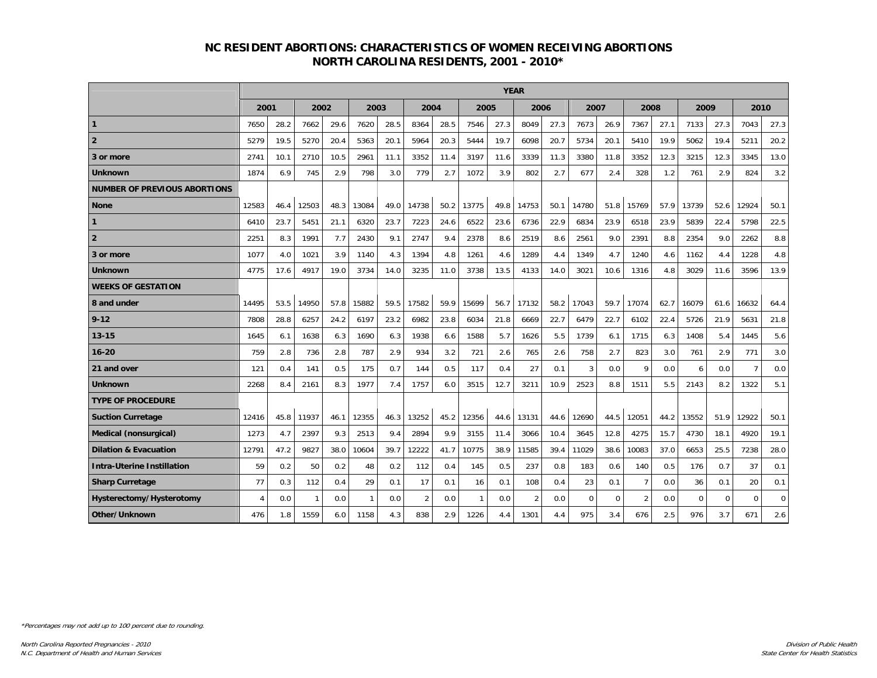# NC RESIDENT ABORTIONS: CHARACTERISTICS OF WOMEN RECEIVING ABORTIONS
## NORTH CAROLINA RESIDENTS, 2001 - 2010*

| | YEAR | | | | | | | | | | | | | | | | | | | |
|---|---|---|---|---|---|---|---|---|---|---|---|---|---|---|---|---|---|---|---|---|
| | 2001 | | 2002 | | 2003 | | 2004 | | 2005 | | 2006 | | 2007 | | 2008 | | 2009 | | 2010 | |
| **1** | 7650 | 28.2 | 7662 | 29.6 | 7620 | 28.5 | 8364 | 28.5 | 7546 | 27.3 | 8049 | 27.3 | 7673 | 26.9 | 7367 | 27.1 | 7133 | 27.3 | 7043 | 27.3 |
| **2** | 5279 | 19.5 | 5270 | 20.4 | 5363 | 20.1 | 5964 | 20.3 | 5444 | 19.7 | 6098 | 20.7 | 5734 | 20.1 | 5410 | 19.9 | 5062 | 19.4 | 5211 | 20.2 |
| **3 or more** | 2741 | 10.1 | 2710 | 10.5 | 2961 | 11.1 | 3352 | 11.4 | 3197 | 11.6 | 3339 | 11.3 | 3380 | 11.8 | 3352 | 12.3 | 3215 | 12.3 | 3345 | 13.0 |
| **Unknown** | 1874 | 6.9 | 745 | 2.9 | 798 | 3.0 | 779 | 2.7 | 1072 | 3.9 | 802 | 2.7 | 677 | 2.4 | 328 | 1.2 | 761 | 2.9 | 824 | 3.2 |
| **NUMBER OF PREVIOUS ABORTIONS** | | | | | | | | | | | | | | | | | | | | |
| **None** | 12583 | 46.4 | 12503 | 48.3 | 13084 | 49.0 | 14738 | 50.2 | 13775 | 49.8 | 14753 | 50.1 | 14780 | 51.8 | 15769 | 57.9 | 13739 | 52.6 | 12924 | 50.1 |
| **1** | 6410 | 23.7 | 5451 | 21.1 | 6320 | 23.7 | 7223 | 24.6 | 6522 | 23.6 | 6736 | 22.9 | 6834 | 23.9 | 6518 | 23.9 | 5839 | 22.4 | 5798 | 22.5 |
| **2** | 2251 | 8.3 | 1991 | 7.7 | 2430 | 9.1 | 2747 | 9.4 | 2378 | 8.6 | 2519 | 8.6 | 2561 | 9.0 | 2391 | 8.8 | 2354 | 9.0 | 2262 | 8.8 |
| **3 or more** | 1077 | 4.0 | 1021 | 3.9 | 1140 | 4.3 | 1394 | 4.8 | 1261 | 4.6 | 1289 | 4.4 | 1349 | 4.7 | 1240 | 4.6 | 1162 | 4.4 | 1228 | 4.8 |
| **Unknown** | 4775 | 17.6 | 4917 | 19.0 | 3734 | 14.0 | 3235 | 11.0 | 3738 | 13.5 | 4133 | 14.0 | 3021 | 10.6 | 1316 | 4.8 | 3029 | 11.6 | 3596 | 13.9 |
| **WEEKS OF GESTATION** | | | | | | | | | | | | | | | | | | | | |
| **8 and under** | 14495 | 53.5 | 14950 | 57.8 | 15882 | 59.5 | 17582 | 59.9 | 15699 | 56.7 | 17132 | 58.2 | 17043 | 59.7 | 17074 | 62.7 | 16079 | 61.6 | 16632 | 64.4 |
| **9-12** | 7808 | 28.8 | 6257 | 24.2 | 6197 | 23.2 | 6982 | 23.8 | 6034 | 21.8 | 6669 | 22.7 | 6479 | 22.7 | 6102 | 22.4 | 5726 | 21.9 | 5631 | 21.8 |
| **13-15** | 1645 | 6.1 | 1638 | 6.3 | 1690 | 6.3 | 1938 | 6.6 | 1588 | 5.7 | 1626 | 5.5 | 1739 | 6.1 | 1715 | 6.3 | 1408 | 5.4 | 1445 | 5.6 |
| **16-20** | 759 | 2.8 | 736 | 2.8 | 787 | 2.9 | 934 | 3.2 | 721 | 2.6 | 765 | 2.6 | 758 | 2.7 | 823 | 3.0 | 761 | 2.9 | 771 | 3.0 |
| **21 and over** | 121 | 0.4 | 141 | 0.5 | 175 | 0.7 | 144 | 0.5 | 117 | 0.4 | 27 | 0.1 | 3 | 0.0 | 9 | 0.0 | 6 | 0.0 | 7 | 0.0 |
| **Unknown** | 2268 | 8.4 | 2161 | 8.3 | 1977 | 7.4 | 1757 | 6.0 | 3515 | 12.7 | 3211 | 10.9 | 2523 | 8.8 | 1511 | 5.5 | 2143 | 8.2 | 1322 | 5.1 |
| **TYPE OF PROCEDURE** | | | | | | | | | | | | | | | | | | | | |
| **Suction Curretage** | 12416 | 45.8 | 11937 | 46.1 | 12355 | 46.3 | 13252 | 45.2 | 12356 | 44.6 | 13131 | 44.6 | 12690 | 44.5 | 12051 | 44.2 | 13552 | 51.9 | 12922 | 50.1 |
| **Medical (nonsurgical)** | 1273 | 4.7 | 2397 | 9.3 | 2513 | 9.4 | 2894 | 9.9 | 3155 | 11.4 | 3066 | 10.4 | 3645 | 12.8 | 4275 | 15.7 | 4730 | 18.1 | 4920 | 19.1 |
| **Dilation & Evacuation** | 12791 | 47.2 | 9827 | 38.0 | 10604 | 39.7 | 12222 | 41.7 | 10775 | 38.9 | 11585 | 39.4 | 11029 | 38.6 | 10083 | 37.0 | 6653 | 25.5 | 7238 | 28.0 |
| **Intra-Uterine Instillation** | 59 | 0.2 | 50 | 0.2 | 48 | 0.2 | 112 | 0.4 | 145 | 0.5 | 237 | 0.8 | 183 | 0.6 | 140 | 0.5 | 176 | 0.7 | 37 | 0.1 |
| **Sharp Curretage** | 77 | 0.3 | 112 | 0.4 | 29 | 0.1 | 17 | 0.1 | 16 | 0.1 | 108 | 0.4 | 23 | 0.1 | 7 | 0.0 | 36 | 0.1 | 20 | 0.1 |
| **Hysterectomy/Hysterotomy** | 4 | 0.0 | 1 | 0.0 | 1 | 0.0 | 2 | 0.0 | 1 | 0.0 | 2 | 0.0 | 0 | 0 | 2 | 0.0 | 0 | 0 | 0 | 0 |
| **Other/Unknown** | 476 | 1.8 | 1559 | 6.0 | 1158 | 4.3 | 838 | 2.9 | 1226 | 4.4 | 1301 | 4.4 | 975 | 3.4 | 676 | 2.5 | 976 | 3.7 | 671 | 2.6 |

*Percentages may not add up to 100 percent due to rounding.

*North Carolina Reported Pregnancies - 2010*
*N.C. Department of Health and Human Services*

*Division of Public Health*
*State Center for Health Statistics*